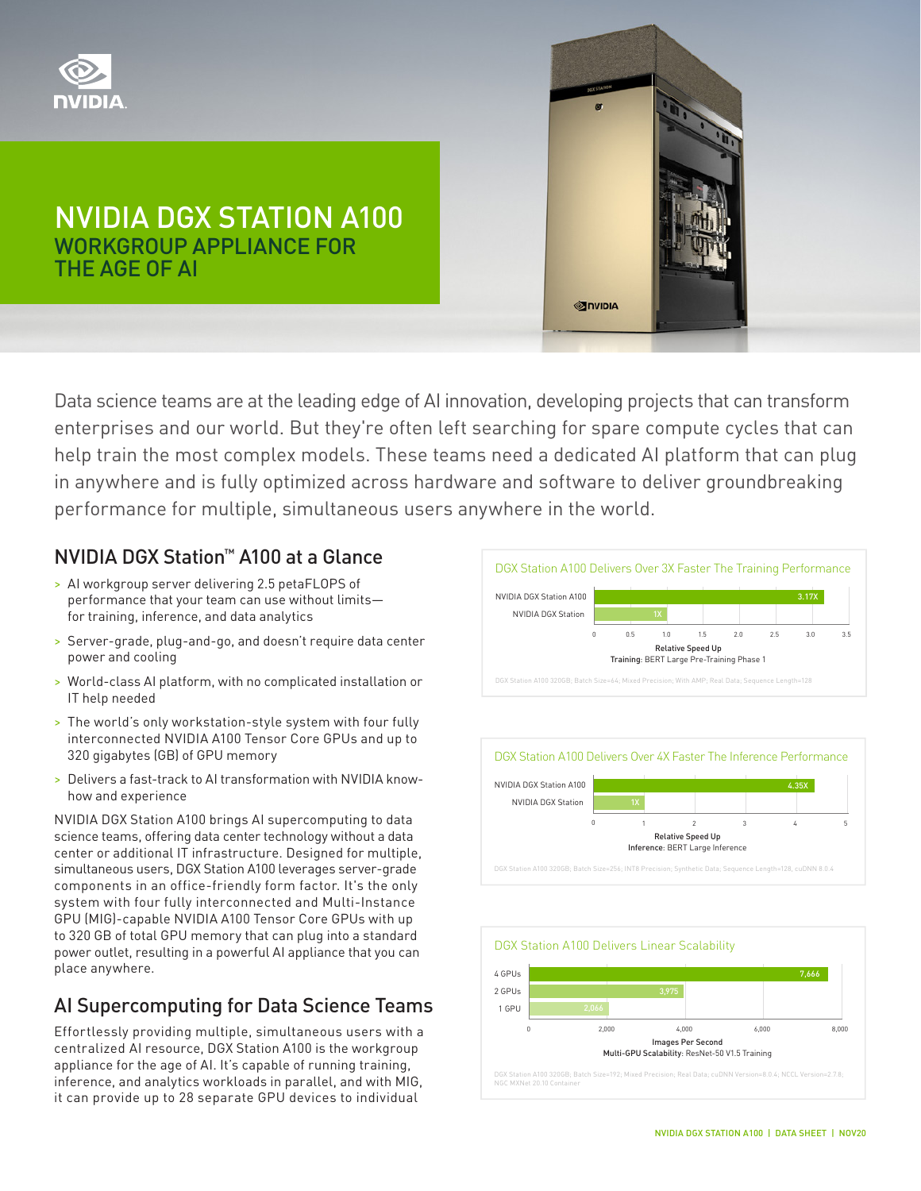# NVIDIA DGX STATION A100

## WORKGROUP APPLIANCE FOR THE AGE OF AI

Data science teams are at the leading edge of AI innovation, developing projects that can transform enterprises and our world. But they're often left searching for spare compute cycles that can help train the most complex models. These teams need a dedicated AI platform that can plug in anywhere and is fully optimized across hardware and software to deliver groundbreaking performance for multiple, simultaneous users anywhere in the world.

## NVIDIA DGX Station™ A100 at a Glance

> AI workgroup server delivering 2.5 petaFLOPS of performance that your team can use without limits—for training, inference, and data analytics

> Server-grade, plug-and-go, and doesn't require data center power and cooling

> World-class AI platform, with no complicated installation or IT help needed

> The world's only workstation-style system with four fully interconnected NVIDIA A100 Tensor Core GPUs and up to 320 gigabytes (GB) of GPU memory

> Delivers a fast-track to AI transformation with NVIDIA know-how and experience

NVIDIA DGX Station A100 brings AI supercomputing to data science teams, offering data center technology without a data center or additional IT infrastructure. Designed for multiple, simultaneous users, DGX Station A100 leverages server-grade components in an office-friendly form factor. It's the only system with four fully interconnected and Multi-Instance GPU (MIG)-capable NVIDIA A100 Tensor Core GPUs with up to 320 GB of total GPU memory that can plug into a standard power outlet, resulting in a powerful AI appliance that you can place anywhere.

## AI Supercomputing for Data Science Teams

Effortlessly providing multiple, simultaneous users with a centralized AI resource, DGX Station A100 is the workgroup appliance for the age of AI. It's capable of running training, inference, and analytics workloads in parallel, and with MIG, it can provide up to 28 separate GPU devices to individual

### DGX Station A100 Delivers Over 3X Faster The Training Performance

| System | Relative Speed Up |
|---|---|
| NVIDIA DGX Station A100 | 3.17X |
| NVIDIA DGX Station | 1X |

Relative Speed Up
**Training**: BERT Large Pre-Training Phase 1

DGX Station A100 320GB; Batch Size=64; Mixed Precision; With AMP; Real Data; Sequence Length=128

### DGX Station A100 Delivers Over 4X Faster The Inference Performance

| System | Relative Speed Up |
|---|---|
| NVIDIA DGX Station A100 | 4.35X |
| NVIDIA DGX Station | 1X |

Relative Speed Up
**Inference**: BERT Large Inference

DGX Station A100 320GB; Batch Size=256; INT8 Precision; Synthetic Data; Sequence Length=128, cuDNN 8.0.4

### DGX Station A100 Delivers Linear Scalability

| GPUs | Images Per Second |
|---|---|
| 4 GPUs | 7,666 |
| 2 GPUs | 3,975 |
| 1 GPU | 2,066 |

Images Per Second
**Multi-GPU Scalability**: ResNet-50 V1.5 Training

DGX Station A100 320GB; Batch Size=192; Mixed Precision; Real Data; cuDNN Version=8.0.4; NCCL Version=2.7.8; NGC MXNet 20.10 Container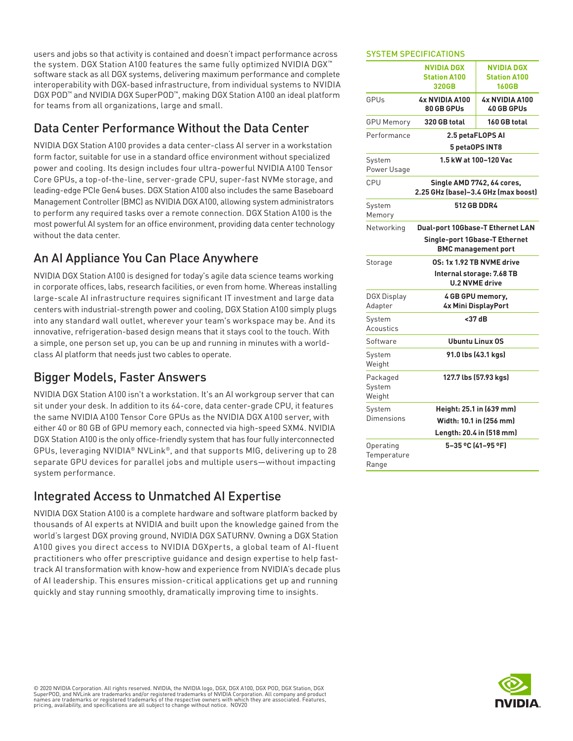users and jobs so that activity is contained and doesn't impact performance across the system. DGX Station A100 features the same fully optimized NVIDIA DGX™ software stack as all DGX systems, delivering maximum performance and complete interoperability with DGX-based infrastructure, from individual systems to NVIDIA DGX POD™ and NVIDIA DGX SuperPOD™, making DGX Station A100 an ideal platform for teams from all organizations, large and small.

## Data Center Performance Without the Data Center

NVIDIA DGX Station A100 provides a data center-class AI server in a workstation form factor, suitable for use in a standard office environment without specialized power and cooling. Its design includes four ultra-powerful NVIDIA A100 Tensor Core GPUs, a top-of-the-line, server-grade CPU, super-fast NVMe storage, and leading-edge PCIe Gen4 buses. DGX Station A100 also includes the same Baseboard Management Controller (BMC) as NVIDIA DGX A100, allowing system administrators to perform any required tasks over a remote connection. DGX Station A100 is the most powerful AI system for an office environment, providing data center technology without the data center.

## An AI Appliance You Can Place Anywhere

NVIDIA DGX Station A100 is designed for today's agile data science teams working in corporate offices, labs, research facilities, or even from home. Whereas installing large-scale AI infrastructure requires significant IT investment and large data centers with industrial-strength power and cooling, DGX Station A100 simply plugs into any standard wall outlet, wherever your team's workspace may be. And its innovative, refrigeration-based design means that it stays cool to the touch. With a simple, one person set up, you can be up and running in minutes with a world-class AI platform that needs just two cables to operate.

## Bigger Models, Faster Answers

NVIDIA DGX Station A100 isn't a workstation. It's an AI workgroup server that can sit under your desk. In addition to its 64-core, data center-grade CPU, it features the same NVIDIA A100 Tensor Core GPUs as the NVIDIA DGX A100 server, with either 40 or 80 GB of GPU memory each, connected via high-speed SXM4. NVIDIA DGX Station A100 is the only office-friendly system that has four fully interconnected GPUs, leveraging NVIDIA® NVLink®, and that supports MIG, delivering up to 28 separate GPU devices for parallel jobs and multiple users—without impacting system performance.

## Integrated Access to Unmatched AI Expertise

NVIDIA DGX Station A100 is a complete hardware and software platform backed by thousands of AI experts at NVIDIA and built upon the knowledge gained from the world's largest DGX proving ground, NVIDIA DGX SATURNV. Owning a DGX Station A100 gives you direct access to NVIDIA DGXperts, a global team of AI-fluent practitioners who offer prescriptive guidance and design expertise to help fast-track AI transformation with know-how and experience from NVIDIA's decade plus of AI leadership. This ensures mission-critical applications get up and running quickly and stay running smoothly, dramatically improving time to insights.

## SYSTEM SPECIFICATIONS

| | NVIDIA DGX Station A100 320GB | NVIDIA DGX Station A100 160GB |
|---|---|---|
| GPUs | 4x NVIDIA A100 80 GB GPUs | 4x NVIDIA A100 40 GB GPUs |
| GPU Memory | 320 GB total | 160 GB total |
| Performance | 2.5 petaFLOPS AI<br>5 petaOPS INT8 | |
| System Power Usage | 1.5 kW at 100–120 Vac | |
| CPU | Single AMD 7742, 64 cores, 2.25 GHz (base)–3.4 GHz (max boost) | |
| System Memory | 512 GB DDR4 | |
| Networking | Dual-port 10Gbase-T Ethernet LAN<br>Single-port 1Gbase-T Ethernet BMC management port | |
| Storage | OS: 1x 1.92 TB NVME drive<br>Internal storage: 7.68 TB U.2 NVME drive | |
| DGX Display Adapter | 4 GB GPU memory, 4x Mini DisplayPort | |
| System Acoustics | <37 dB | |
| Software | Ubuntu Linux OS | |
| System Weight | 91.0 lbs (43.1 kgs) | |
| Packaged System Weight | 127.7 lbs (57.93 kgs) | |
| System Dimensions | Height: 25.1 in (639 mm)<br>Width: 10.1 in (256 mm)<br>Length: 20.4 in (518 mm) | |
| Operating Temperature Range | 5–35 ºC (41–95 ºF) | |

© 2020 NVIDIA Corporation. All rights reserved. NVIDIA, the NVIDIA logo, DGX, DGX A100, DGX POD, DGX Station, DGX SuperPOD, and NVLink are trademarks and/or registered trademarks of NVIDIA Corporation. All company and product names are trademarks or registered trademarks of the respective owners with which they are associated. Features, pricing, availability, and specifications are all subject to change without notice. NOV20